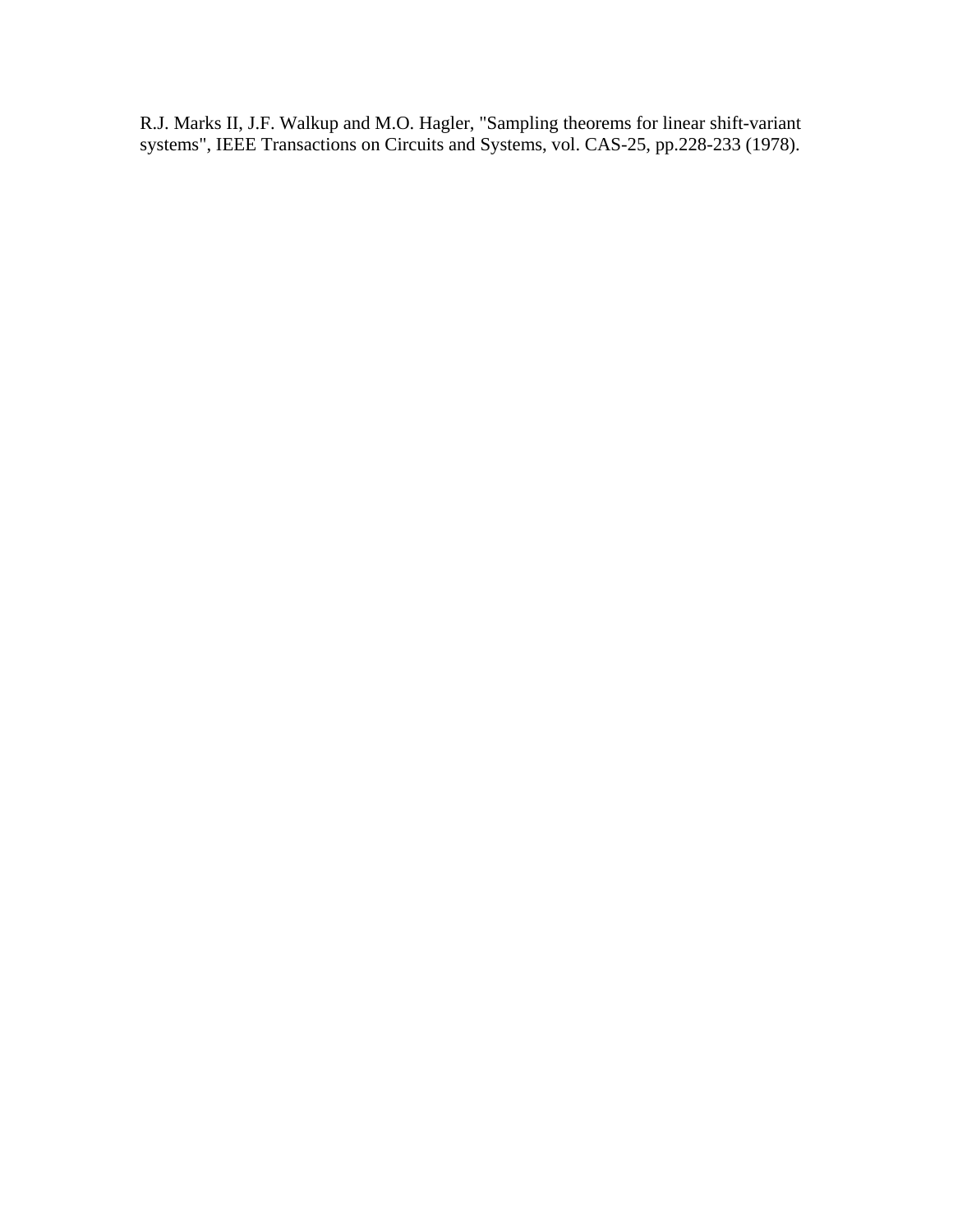R.J. Marks II, J.F. Walkup and M.O. Hagler, "Sampling theorems for linear shift-variant systems", IEEE Transactions on Circuits and Systems, vol. CAS-25, pp.228-233 (1978).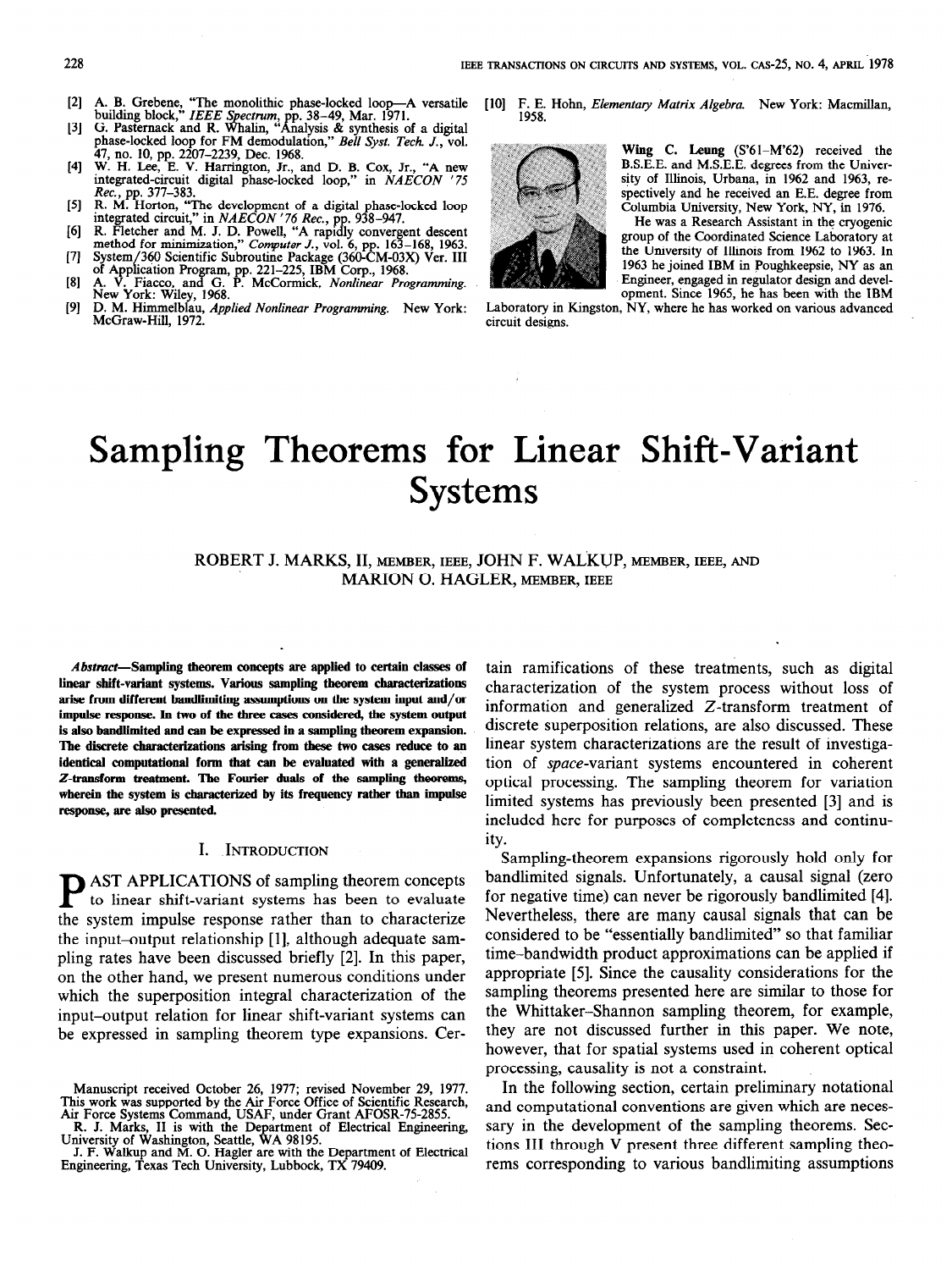[2] A. B. Grebene, "The monolithic phase-locked loop—A versatile building block," *IEEE Spectrum*, pp. 38–49, Mar. 1971.

[3] G. Pasternack and R. Whalin, "Analysis & synthesis of a digital phase-locked loop for FM demodulation," *Bell Syst. Tech. J.*, vol. 47, no. 10, pp. 2207–2239, Dec. 1968.

[4] W. H. Lee, E. V. Harrington, Jr., and D. B. Cox, Jr., "A new integrated-circuit digital phase-locked loop," in *NAECON '75 Rec.*, pp. 377–383.

[5] R. M. Horton, "The development of a digital phase-locked loop integrated circuit," in *NAECON '76 Rec.*, pp. 938–947.

[6] R. Fletcher and M. J. D. Powell, "A rapidly convergent descent method for minimization," *Computer J.*, vol. 6, pp. 163–168, 1963.

[7] System/360 Scientific Subroutine Package (360-CM-03X) Ver. III of Application Program, pp. 221–225, IBM Corp., 1968.

[8] A. V. Fiacco, and G. P. McCormick, *Nonlinear Programming*. New York: Wiley, 1968.

[9] D. M. Himmelblau, *Applied Nonlinear Programming*. New York: McGraw-Hill, 1972.

[10] F. E. Hohn, *Elementary Matrix Algebra*. New York: Macmillan, 1958.

**Wing C. Leung** (S'61–M'62) received the B.S.E.E. and M.S.E.E. degrees from the University of Illinois, Urbana, in 1962 and 1963, respectively and he received an E.E. degree from Columbia University, New York, NY, in 1976.

He was a Research Assistant in the cryogenic group of the Coordinated Science Laboratory at the University of Illinois from 1962 to 1963. In 1963 he joined IBM in Poughkeepsie, NY as an Engineer, engaged in regulator design and development. Since 1965, he has been with the IBM Laboratory in Kingston, NY, where he has worked on various advanced circuit designs.

# Sampling Theorems for Linear Shift-Variant Systems

ROBERT J. MARKS, II, MEMBER, IEEE, JOHN F. WALKUP, MEMBER, IEEE, AND MARION O. HAGLER, MEMBER, IEEE

***Abstract*—Sampling theorem concepts are applied to certain classes of linear shift-variant systems. Various sampling theorem characterizations arise from different bandlimiting assumptions on the system input and/or impulse response. In two of the three cases considered, the system output is also bandlimited and can be expressed in a sampling theorem expansion. The discrete characterizations arising from these two cases reduce to an identical computational form that can be evaluated with a generalized Z-transform treatment. The Fourier duals of the sampling theorems, wherein the system is characterized by its frequency rather than impulse response, are also presented.**

## I. Introduction

PAST APPLICATIONS of sampling theorem concepts to linear shift-variant systems has been to evaluate the system impulse response rather than to characterize the input–output relationship [1], although adequate sampling rates have been discussed briefly [2]. In this paper, on the other hand, we present numerous conditions under which the superposition integral characterization of the input–output relation for linear shift-variant systems can be expressed in sampling theorem type expansions. Certain ramifications of these treatments, such as digital characterization of the system process without loss of information and generalized Z-transform treatment of discrete superposition relations, are also discussed. These linear system characterizations are the result of investigation of *space*-variant systems encountered in coherent optical processing. The sampling theorem for variation limited systems has previously been presented [3] and is included here for purposes of completeness and continuity.

Sampling-theorem expansions rigorously hold only for bandlimited signals. Unfortunately, a causal signal (zero for negative time) can never be rigorously bandlimited [4]. Nevertheless, there are many causal signals that can be considered to be "essentially bandlimited" so that familiar time–bandwidth product approximations can be applied if appropriate [5]. Since the causality considerations for the sampling theorems presented here are similar to those for the Whittaker–Shannon sampling theorem, for example, they are not discussed further in this paper. We note, however, that for spatial systems used in coherent optical processing, causality is not a constraint.

In the following section, certain preliminary notational and computational conventions are given which are necessary in the development of the sampling theorems. Sections III through V present three different sampling theorems corresponding to various bandlimiting assumptions

Manuscript received October 26, 1977; revised November 29, 1977. This work was supported by the Air Force Office of Scientific Research, Air Force Systems Command, USAF, under Grant AFOSR-75-2855.

R. J. Marks, II is with the Department of Electrical Engineering, University of Washington, Seattle, WA 98195.

J. F. Walkup and M. O. Hagler are with the Department of Electrical Engineering, Texas Tech University, Lubbock, TX 79409.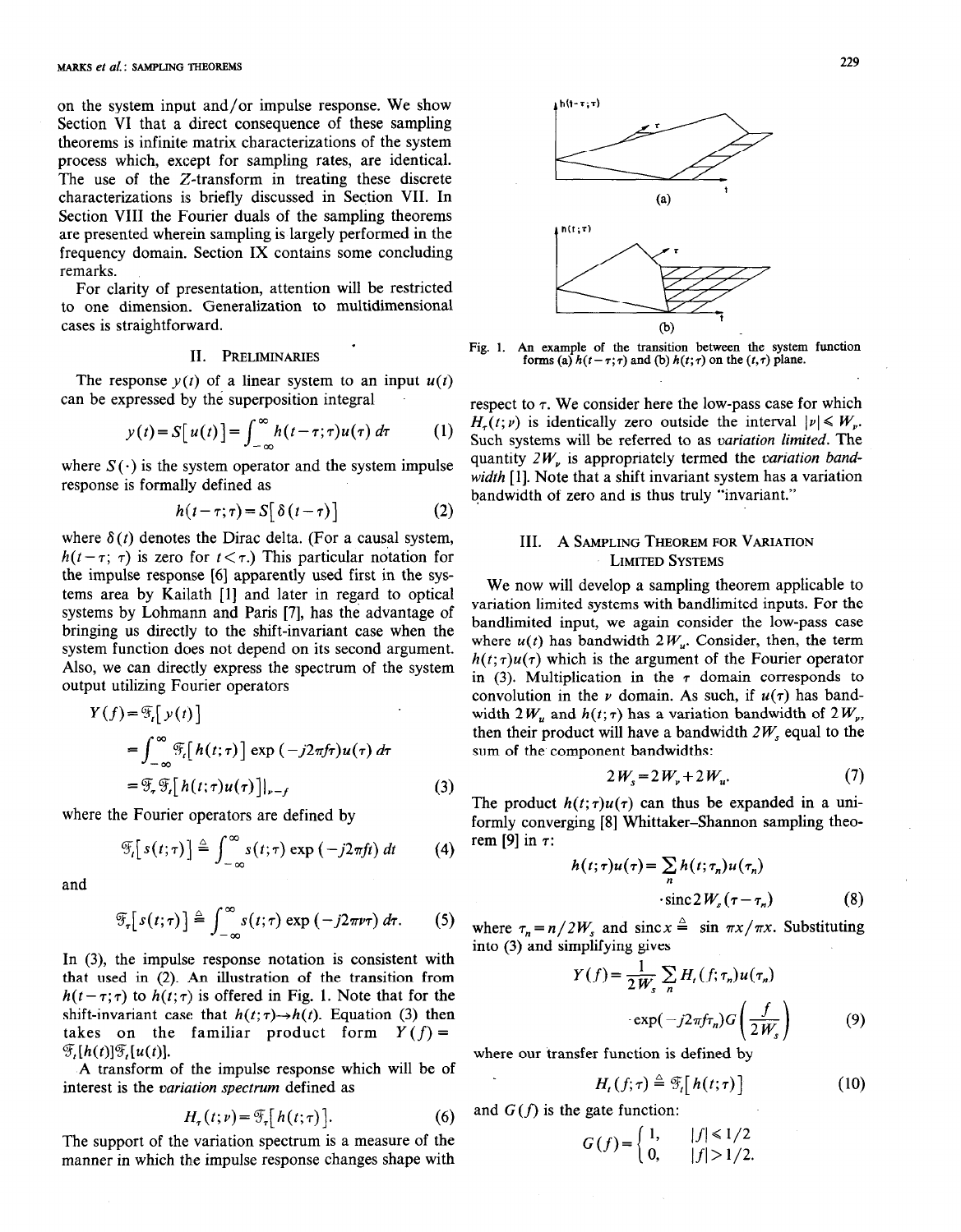on the system input and/or impulse response. We show Section VI that a direct consequence of these sampling theorems is infinite matrix characterizations of the system process which, except for sampling rates, are identical. The use of the Z-transform in treating these discrete characterizations is briefly discussed in Section VII. In Section VIII the Fourier duals of the sampling theorems are presented wherein sampling is largely performed in the frequency domain. Section IX contains some concluding remarks.

For clarity of presentation, attention will be restricted to one dimension. Generalization to multidimensional cases is straightforward.

## II. Preliminaries

The response $y(t)$ of a linear system to an input $u(t)$ can be expressed by the superposition integral

$$y(t)=S[u(t)]=\int_{-\infty}^{\infty} h(t-\tau;\tau)u(\tau)\,d\tau \tag{1}$$

where $S(\cdot)$ is the system operator and the system impulse response is formally defined as

$$h(t-\tau;\tau)=S[\delta(t-\tau)] \tag{2}$$

where $\delta(t)$ denotes the Dirac delta. (For a causal system, $h(t-\tau;\tau)$ is zero for $t<\tau$.) This particular notation for the impulse response [6] apparently used first in the systems area by Kailath [1] and later in regard to optical systems by Lohmann and Paris [7], has the advantage of bringing us directly to the shift-invariant case when the system function does not depend on its second argument. Also, we can directly express the spectrum of the system output utilizing Fourier operators

$$\begin{aligned} Y(f) &= \mathfrak{F}_t[y(t)] \\ &= \int_{-\infty}^{\infty} \mathfrak{F}_t[h(t;\tau)]\exp(-j2\pi f\tau)u(\tau)\,d\tau \\ &= \mathfrak{F}_\tau\mathfrak{F}_t[h(t;\tau)u(\tau)]\big|_{\nu=f} \end{aligned} \tag{3}$$

where the Fourier operators are defined by

$$\mathfrak{F}_t[s(t;\tau)] \triangleq \int_{-\infty}^{\infty} s(t;\tau)\exp(-j2\pi ft)\,dt \tag{4}$$

and

$$\mathfrak{F}_\tau[s(t;\tau)] \triangleq \int_{-\infty}^{\infty} s(t;\tau)\exp(-j2\pi\nu\tau)\,d\tau. \tag{5}$$

In (3), the impulse response notation is consistent with that used in (2). An illustration of the transition from $h(t-\tau;\tau)$ to $h(t;\tau)$ is offered in Fig. 1. Note that for the shift-invariant case that $h(t;\tau)\rightarrow h(t)$. Equation (3) then takes on the familiar product form $Y(f)=\mathfrak{F}_t[h(t)]\mathfrak{F}_t[u(t)]$.

A transform of the impulse response which will be of interest is the *variation spectrum* defined as

$$H_\tau(t;\nu)=\mathfrak{F}_\tau[h(t;\tau)]. \tag{6}$$

The support of the variation spectrum is a measure of the manner in which the impulse response changes shape with

Fig. 1. An example of the transition between the system function forms (a) $h(t-\tau;\tau)$ and (b) $h(t;\tau)$ on the $(t,\tau)$ plane.

respect to $\tau$. We consider here the low-pass case for which $H_\tau(t;\nu)$ is identically zero outside the interval $|\nu|\leq W_\nu$. Such systems will be referred to as *variation limited*. The quantity $2W_\nu$ is appropriately termed the *variation bandwidth* [1]. Note that a shift invariant system has a variation bandwidth of zero and is thus truly "invariant."

## III. A Sampling Theorem for Variation Limited Systems

We now will develop a sampling theorem applicable to variation limited systems with bandlimited inputs. For the bandlimited input, we again consider the low-pass case where $u(t)$ has bandwidth $2W_u$. Consider, then, the term $h(t;\tau)u(\tau)$ which is the argument of the Fourier operator in (3). Multiplication in the $\tau$ domain corresponds to convolution in the $\nu$ domain. As such, if $u(\tau)$ has bandwidth $2W_u$ and $h(t;\tau)$ has a variation bandwidth of $2W_\nu$, then their product will have a bandwidth $2W_s$ equal to the sum of the component bandwidths:

$$2W_s=2W_\nu+2W_u. \tag{7}$$

The product $h(t;\tau)u(\tau)$ can thus be expanded in a uniformly converging [8] Whittaker–Shannon sampling theorem [9] in $\tau$:

$$h(t;\tau)u(\tau)=\sum_n h(t;\tau_n)u(\tau_n)\cdot\operatorname{sinc}2W_s(\tau-\tau_n) \tag{8}$$

where $\tau_n=n/2W_s$ and $\operatorname{sinc}x \triangleq \sin\pi x/\pi x$. Substituting into (3) and simplifying gives

$$Y(f)=\frac{1}{2W_s}\sum_n H_t(f;\tau_n)u(\tau_n)\cdot\exp(-j2\pi f\tau_n)G\left(\frac{f}{2W_s}\right) \tag{9}$$

where our transfer function is defined by

$$H_t(f;\tau) \triangleq \mathfrak{F}_t[h(t;\tau)] \tag{10}$$

and $G(f)$ is the gate function:

$$G(f)=\begin{cases}1, & |f|\leq 1/2\\ 0, & |f|>1/2.\end{cases}$$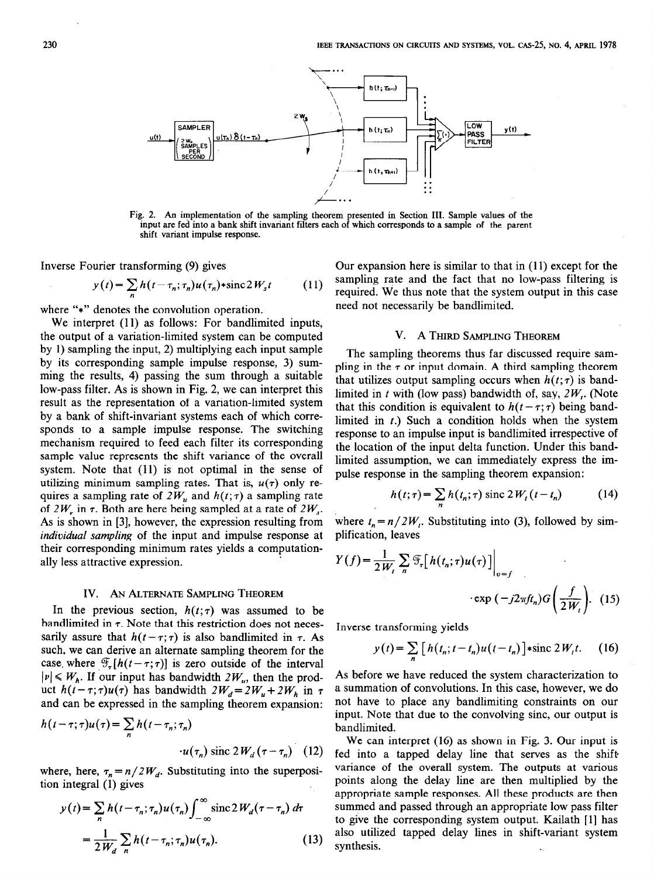Fig. 2. An implementation of the sampling theorem presented in Section III. Sample values of the input are fed into a bank shift invariant filters each of which corresponds to a sample of the parent shift variant impulse response.

Inverse Fourier transforming (9) gives

$$y(t)=\sum_n h(t-\tau_n;\tau_n)u(\tau_n)*\text{sinc}\,2W_s t \tag{11}$$

where "*" denotes the convolution operation.

We interpret (11) as follows: For bandlimited inputs, the output of a variation-limited system can be computed by 1) sampling the input, 2) multiplying each input sample by its corresponding sample impulse response, 3) summing the results, 4) passing the sum through a suitable low-pass filter. As is shown in Fig. 2, we can interpret this result as the representation of a variation-limited system by a bank of shift-invariant systems each of which corresponds to a sample impulse response. The switching mechanism required to feed each filter its corresponding sample value represents the shift variance of the overall system. Note that (11) is not optimal in the sense of utilizing minimum sampling rates. That is, $u(\tau)$ only requires a sampling rate of $2W_u$ and $h(t;\tau)$ a sampling rate of $2W_v$ in $\tau$. Both are here being sampled at a rate of $2W_s$. As is shown in [3], however, the expression resulting from *individual sampling* of the input and impulse response at their corresponding minimum rates yields a computationally less attractive expression.

## IV. An Alternate Sampling Theorem

In the previous section, $h(t;\tau)$ was assumed to be bandlimited in $\tau$. Note that this restriction does not necessarily assure that $h(t-\tau;\tau)$ is also bandlimited in $\tau$. As such, we can derive an alternate sampling theorem for the case where $\mathfrak{F}_\tau[h(t-\tau;\tau)]$ is zero outside of the interval $|\nu|\leqslant W_h$. If our input has bandwidth $2W_u$, then the product $h(t-\tau;\tau)u(\tau)$ has bandwidth $2W_d=2W_u+2W_h$ in $\tau$ and can be expressed in the sampling theorem expansion:

$$h(t-\tau;\tau)u(\tau)=\sum_n h(t-\tau_n;\tau_n)\cdot u(\tau_n)\,\text{sinc}\,2W_d(\tau-\tau_n) \tag{12}$$

where, here, $\tau_n=n/2W_d$. Substituting into the superposition integral (1) gives

$$y(t)=\sum_n h(t-\tau_n;\tau_n)u(\tau_n)\int_{-\infty}^{\infty}\text{sinc}\,2W_d(\tau-\tau_n)\,d\tau = \frac{1}{2W_d}\sum_n h(t-\tau_n;\tau_n)u(\tau_n). \tag{13}$$

Our expansion here is similar to that in (11) except for the sampling rate and the fact that no low-pass filtering is required. We thus note that the system output in this case need not necessarily be bandlimited.

## V. A Third Sampling Theorem

The sampling theorems thus far discussed require sampling in the $\tau$ or input domain. A third sampling theorem that utilizes output sampling occurs when $h(t;\tau)$ is bandlimited in $t$ with (low pass) bandwidth of, say, $2W_t$. (Note that this condition is equivalent to $h(t-\tau;\tau)$ being bandlimited in $t$.) Such a condition holds when the system response to an impulse input is bandlimited irrespective of the location of the input delta function. Under this bandlimited assumption, we can immediately express the impulse response in the sampling theorem expansion:

$$h(t;\tau)=\sum_n h(t_n;\tau)\,\text{sinc}\,2W_t(t-t_n) \tag{14}$$

where $t_n=n/2W_t$. Substituting into (3), followed by simplification, leaves

$$Y(f)=\frac{1}{2W_t}\sum_n \mathfrak{F}_\tau[h(t_n;\tau)u(\tau)]\Big|_{\nu=f}\cdot\exp(-j2\pi f t_n)G\left(\frac{f}{2W_t}\right). \tag{15}$$

Inverse transforming yields

$$y(t)=\sum_n[h(t_n;t-t_n)u(t-t_n)]*\text{sinc}\,2W_t t. \tag{16}$$

As before we have reduced the system characterization to a summation of convolutions. In this case, however, we do not have to place any bandlimiting constraints on our input. Note that due to the convolving sinc, our output is bandlimited.

We can interpret (16) as shown in Fig. 3. Our input is fed into a tapped delay line that serves as the shift variance of the overall system. The outputs at various points along the delay line are then multiplied by the appropriate sample responses. All these products are then summed and passed through an appropriate low pass filter to give the corresponding system output. Kailath [1] has also utilized tapped delay lines in shift-variant system synthesis.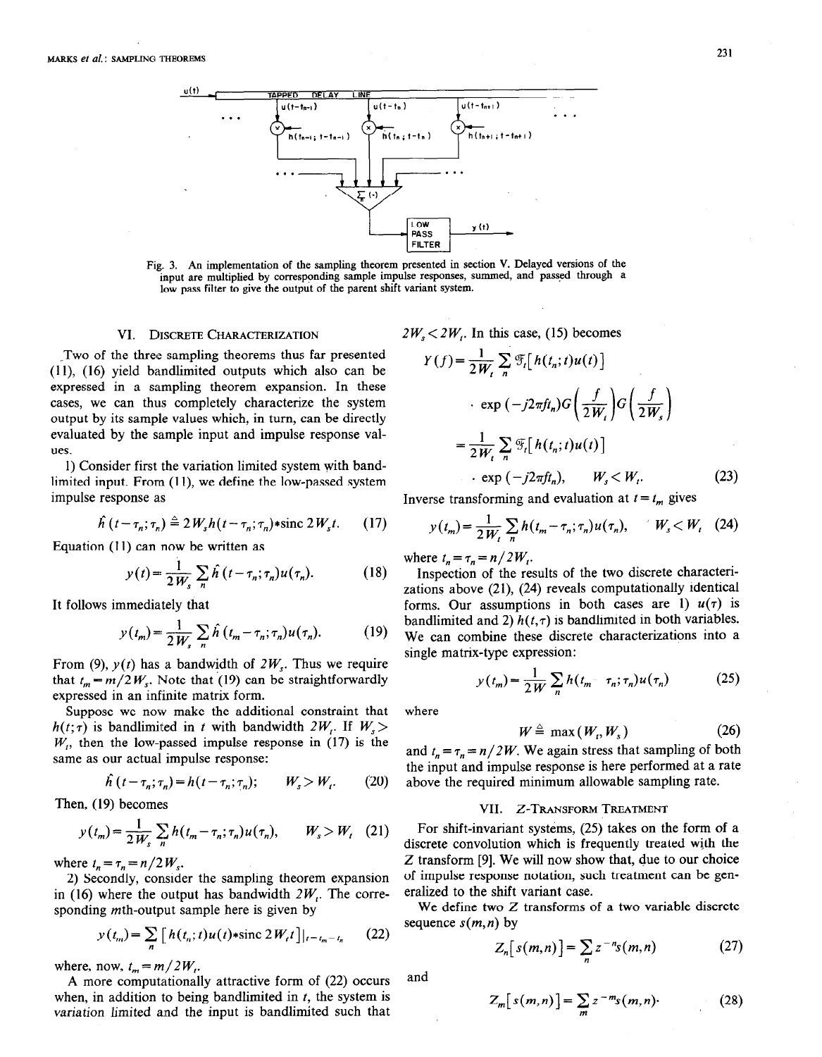Fig. 3. An implementation of the sampling theorem presented in section V. Delayed versions of the input are multiplied by corresponding sample impulse responses, summed, and passed through a low pass filter to give the output of the parent shift variant system.

## VI. Discrete Characterization

Two of the three sampling theorems thus far presented (11), (16) yield bandlimited outputs which also can be expressed in a sampling theorem expansion. In these cases, we can thus completely characterize the system output by its sample values which, in turn, can be directly evaluated by the sample input and impulse response values.

1) Consider first the variation limited system with bandlimited input. From (11), we define the low-passed system impulse response as

$$\hat{h}(t-\tau_n;\tau_n) \triangleq 2W_s h(t-\tau_n;\tau_n) * \operatorname{sinc} 2W_s t. \tag{17}$$

Equation (11) can now be written as

$$y(t)=\frac{1}{2W_s}\sum_n \hat{h}(t-\tau_n;\tau_n)u(\tau_n). \tag{18}$$

It follows immediately that

$$y(t_m)=\frac{1}{2W_s}\sum_n \hat{h}(t_m-\tau_n;\tau_n)u(\tau_n). \tag{19}$$

From (9), $y(t)$ has a bandwidth of $2W_s$. Thus we require that $t_m=m/2W_s$. Note that (19) can be straightforwardly expressed in an infinite matrix form.

Suppose we now make the additional constraint that $h(t;\tau)$ is bandlimited in $t$ with bandwidth $2W_t$. If $W_s> W_t$, then the low-passed impulse response in (17) is the same as our actual impulse response:

$$\hat{h}(t-\tau_n;\tau_n)=h(t-\tau_n;\tau_n); \qquad W_s>W_t. \tag{20}$$

Then, (19) becomes

$$y(t_m)=\frac{1}{2W_s}\sum_n h(t_m-\tau_n;\tau_n)u(\tau_n), \qquad W_s>W_t \tag{21}$$

where $t_n=\tau_n=n/2W_s$.

2) Secondly, consider the sampling theorem expansion in (16) where the output has bandwidth $2W_t$. The corresponding $m$th-output sample here is given by

$$y(t_m)=\sum_n \left[h(t_n;t)u(t)*\operatorname{sinc} 2W_t t\right]\big|_{t=t_m-t_n} \tag{22}$$

where, now, $t_m=m/2W_t$.

A more computationally attractive form of (22) occurs when, in addition to being bandlimited in $t$, the system is variation limited and the input is bandlimited such that $2W_s<2W_t$. In this case, (15) becomes

$$\begin{aligned} Y(f)&=\frac{1}{2W_t}\sum_n \mathfrak{F}_t\left[h(t_n;t)u(t)\right] \\ &\quad\cdot \exp(-j2\pi f t_n) G\left(\frac{f}{2W_t}\right)G\left(\frac{f}{2W_s}\right) \\ &=\frac{1}{2W_t}\sum_n \mathfrak{F}_t\left[h(t_n;t)u(t)\right] \\ &\quad\cdot \exp(-j2\pi f t_n), \qquad W_s<W_t. \end{aligned} \tag{23}$$

Inverse transforming and evaluation at $t=t_m$ gives

$$y(t_m)=\frac{1}{2W_t}\sum_n h(t_m-\tau_n;\tau_n)u(\tau_n), \qquad W_s<W_t \tag{24}$$

where $t_n=\tau_n=n/2W_t$.

Inspection of the results of the two discrete characterizations above (21), (24) reveals computationally identical forms. Our assumptions in both cases are 1) $u(\tau)$ is bandlimited and 2) $h(t,\tau)$ is bandlimited in both variables. We can combine these discrete characterizations into a single matrix-type expression:

$$y(t_m)=\frac{1}{2W}\sum_n h(t_m-\tau_n;\tau_n)u(\tau_n) \tag{25}$$

where

$$W \triangleq \max(W_t,W_s) \tag{26}$$

and $t_n=\tau_n=n/2W$. We again stress that sampling of both the input and impulse response is here performed at a rate above the required minimum allowable sampling rate.

## VII. Z-Transform Treatment

For shift-invariant systems, (25) takes on the form of a discrete convolution which is frequently treated with the Z transform [9]. We will now show that, due to our choice of impulse response notation, such treatment can be generalized to the shift variant case.

We define two Z transforms of a two variable discrete sequence $s(m,n)$ by

$$Z_n[s(m,n)]=\sum_n z^{-n}s(m,n) \tag{27}$$

and

$$Z_m[s(m,n)]=\sum_m z^{-m}s(m,n). \tag{28}$$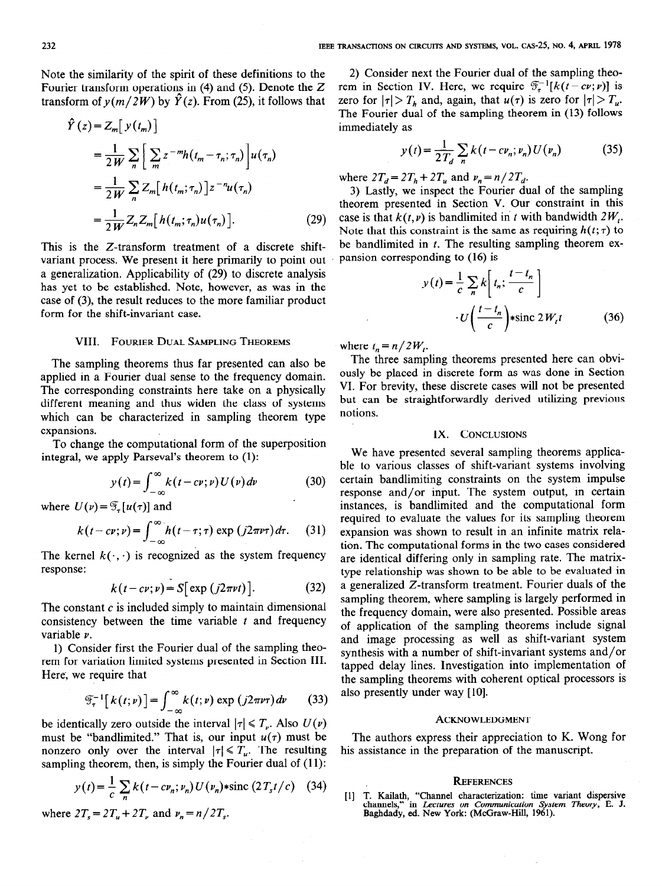Note the similarity of the spirit of these definitions to the Fourier transform operations in (4) and (5). Denote the Z transform of $y(m/2W)$ by $\hat{Y}(z)$. From (25), it follows that

$$\begin{aligned}\hat{Y}(z) &= Z_m[y(t_m)] \\ &= \frac{1}{2W}\sum_n\left[\sum_m z^{-m}h(t_m-\tau_n;\tau_n)\right]u(\tau_n) \\ &= \frac{1}{2W}\sum_n Z_m[h(t_m;\tau_n)]z^{-n}u(\tau_n) \\ &= \frac{1}{2W}Z_nZ_m[h(t_m;\tau_n)u(\tau_n)].\end{aligned} \tag{29}$$

This is the Z-transform treatment of a discrete shift-variant process. We present it here primarily to point out a generalization. Applicability of (29) to discrete analysis has yet to be established. Note, however, as was in the case of (3), the result reduces to the more familiar product form for the shift-invariant case.

## VIII. Fourier Dual Sampling Theorems

The sampling theorems thus far presented can also be applied in a Fourier dual sense to the frequency domain. The corresponding constraints here take on a physically different meaning and thus widen the class of systems which can be characterized in sampling theorem type expansions.

To change the computational form of the superposition integral, we apply Parseval's theorem to (1):

$$y(t)=\int_{-\infty}^{\infty}k(t-c\nu;\nu)U(\nu)\,d\nu \tag{30}$$

where $U(\nu)=\mathcal{F}_\tau[u(\tau)]$ and

$$k(t-c\nu;\nu)=\int_{-\infty}^{\infty}h(t-\tau;\tau)\exp(j2\pi\nu\tau)\,d\tau. \tag{31}$$

The kernel $k(\cdot,\cdot)$ is recognized as the system frequency response:

$$k(t-c\nu;\nu)=S[\exp(j2\pi\nu t)]. \tag{32}$$

The constant $c$ is included simply to maintain dimensional consistency between the time variable $t$ and frequency variable $\nu$.

1) Consider first the Fourier dual of the sampling theorem for variation limited systems presented in Section III. Here, we require that

$$\mathcal{F}_\tau^{-1}[k(t;\nu)]=\int_{-\infty}^{\infty}k(t;\nu)\exp(j2\pi\nu\tau)\,d\nu \tag{33}$$

be identically zero outside the interval $|\tau|\leq T_\nu$. Also $U(\nu)$ must be "bandlimited." That is, our input $u(\tau)$ must be nonzero only over the interval $|\tau|\leq T_u$. The resulting sampling theorem, then, is simply the Fourier dual of (11):

$$y(t)=\frac{1}{c}\sum_n k(t-c\nu_n;\nu_n)U(\nu_n)*\text{sinc}\,(2T_st/c) \tag{34}$$

where $2T_s=2T_u+2T_\nu$ and $\nu_n=n/2T_s$.

2) Consider next the Fourier dual of the sampling theorem in Section IV. Here, we require $\mathcal{F}_\tau^{-1}[k(t-c\nu;\nu)]$ is zero for $|\tau|>T_h$ and, again, that $u(\tau)$ is zero for $|\tau|>T_u$. The Fourier dual of the sampling theorem in (13) follows immediately as

$$y(t)=\frac{1}{2T_d}\sum_n k(t-c\nu_n;\nu_n)U(\nu_n) \tag{35}$$

where $2T_d=2T_h+2T_u$ and $\nu_n=n/2T_d$.

3) Lastly, we inspect the Fourier dual of the sampling theorem presented in Section V. Our constraint in this case is that $k(t,\nu)$ is bandlimited in $t$ with bandwidth $2W_t$. Note that this constraint is the same as requiring $h(t;\tau)$ to be bandlimited in $t$. The resulting sampling theorem expansion corresponding to (16) is

$$y(t)=\frac{1}{c}\sum_n k\left[t_n;\frac{t-t_n}{c}\right]\cdot U\left(\frac{t-t_n}{c}\right)*\text{sinc}\,2W_tt \tag{36}$$

where $t_n=n/2W_t$.

The three sampling theorems presented here can obviously be placed in discrete form as was done in Section VI. For brevity, these discrete cases will not be presented but can be straightforwardly derived utilizing previous notions.

## IX. Conclusions

We have presented several sampling theorems applicable to various classes of shift-variant systems involving certain bandlimiting constraints on the system impulse response and/or input. The system output, in certain instances, is bandlimited and the computational form required to evaluate the values for its sampling theorem expansion was shown to result in an infinite matrix relation. The computational forms in the two cases considered are identical differing only in sampling rate. The matrix-type relationship was shown to be able to be evaluated in a generalized Z-transform treatment. Fourier duals of the sampling theorem, where sampling is largely performed in the frequency domain, were also presented. Possible areas of application of the sampling theorems include signal and image processing as well as shift-variant system synthesis with a number of shift-invariant systems and/or tapped delay lines. Investigation into implementation of the sampling theorems with coherent optical processors is also presently under way [10].

## Acknowledgment

The authors express their appreciation to K. Wong for his assistance in the preparation of the manuscript.

## References

[1] T. Kailath, "Channel characterization: time variant dispersive channels," in *Lectures on Communication System Theory*, E. J. Baghdady, ed. New York: (McGraw-Hill, 1961).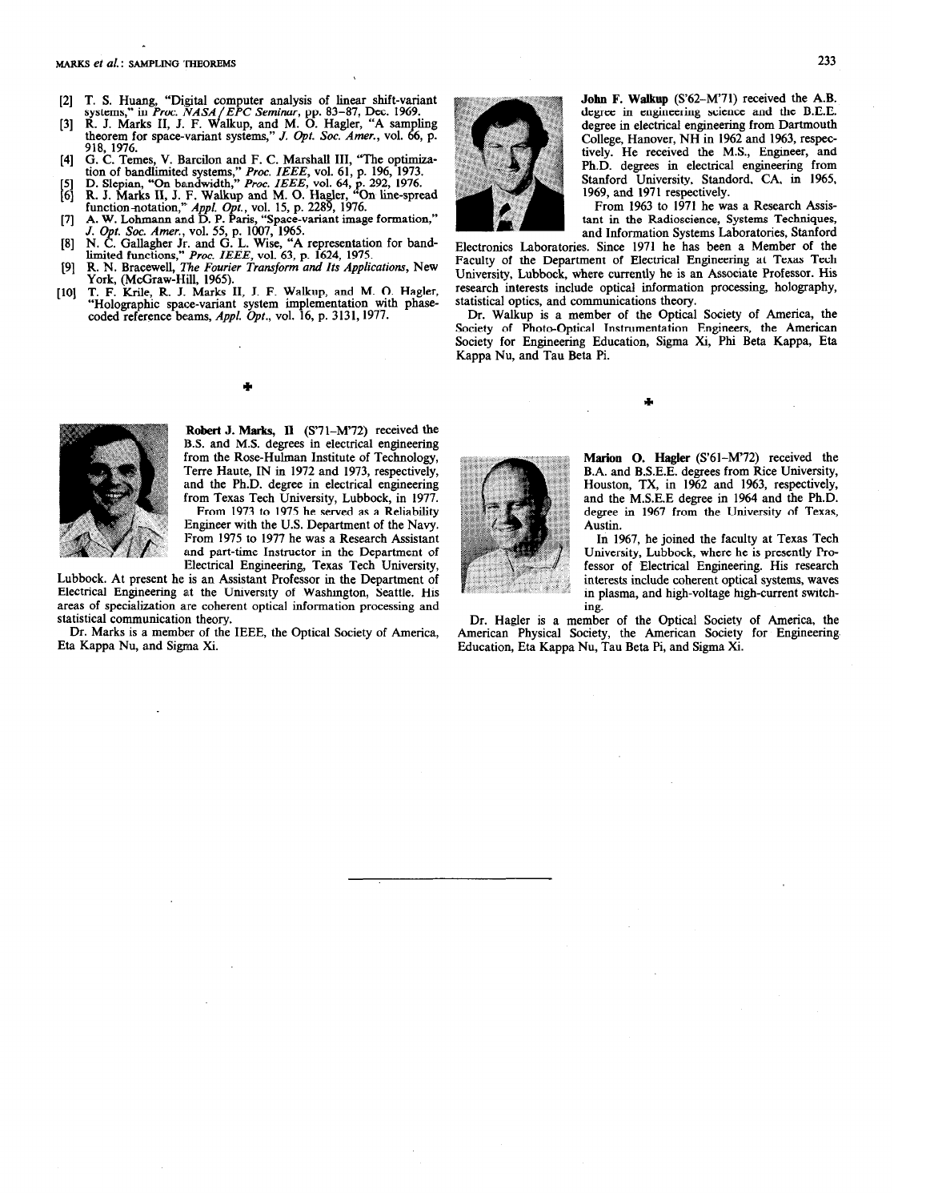[2] T. S. Huang, "Digital computer analysis of linear shift-variant systems," in *Proc. NASA/EPC Seminar*, pp. 83–87, Dec. 1969.

[3] R. J. Marks II, J. F. Walkup, and M. O. Hagler, "A sampling theorem for space-variant systems," *J. Opt. Soc. Amer.*, vol. 66, p. 918, 1976.

[4] G. C. Temes, V. Barcilon and F. C. Marshall III, "The optimization of bandlimited systems," *Proc. IEEE*, vol. 61, p. 196, 1973.

[5] D. Slepian, "On bandwidth," *Proc. IEEE*, vol. 64, p. 292, 1976.

[6] R. J. Marks II, J. F. Walkup and M. O. Hagler, "On line-spread function notation," *Appl. Opt.*, vol. 15, p. 2289, 1976.

[7] A. W. Lohmann and D. P. Paris, "Space-variant image formation," *J. Opt. Soc. Amer.*, vol. 55, p. 1007, 1965.

[8] N. C. Gallagher Jr. and G. L. Wise, "A representation for band-limited functions," *Proc. IEEE*, vol. 63, p. 1624, 1975.

[9] R. N. Bracewell, *The Fourier Transform and Its Applications*, New York, (McGraw-Hill, 1965).

[10] T. F. Krile, R. J. Marks II, J. F. Walkup, and M. O. Hagler, "Holographic space-variant system implementation with phase-coded reference beams, *Appl. Opt.*, vol. 16, p. 3131, 1977.

**Robert J. Marks, II** (S'71–M'72) received the B.S. and M.S. degrees in electrical engineering from the Rose-Hulman Institute of Technology, Terre Haute, IN in 1972 and 1973, respectively, and the Ph.D. degree in electrical engineering from Texas Tech University, Lubbock, in 1977.

From 1973 to 1975 he served as a Reliability Engineer with the U.S. Department of the Navy. From 1975 to 1977 he was a Research Assistant and part-time Instructor in the Department of Electrical Engineering, Texas Tech University, Lubbock. At present he is an Assistant Professor in the Department of Electrical Engineering at the University of Washington, Seattle. His areas of specialization are coherent optical information processing and statistical communication theory.

Dr. Marks is a member of the IEEE, the Optical Society of America, Eta Kappa Nu, and Sigma Xi.

**John F. Walkup** (S'62–M'71) received the A.B. degree in engineering science and the B.E.E. degree in electrical engineering from Dartmouth College, Hanover, NH in 1962 and 1963, respectively. He received the M.S., Engineer, and Ph.D. degrees in electrical engineering from Stanford University, Standord, CA, in 1965, 1969, and 1971 respectively.

From 1963 to 1971 he was a Research Assistant in the Radioscience, Systems Techniques, and Information Systems Laboratories, Stanford Electronics Laboratories. Since 1971 he has been a Member of the Faculty of the Department of Electrical Engineering at Texas Tech University, Lubbock, where currently he is an Associate Professor. His research interests include optical information processing, holography, statistical optics, and communications theory.

Dr. Walkup is a member of the Optical Society of America, the Society of Photo-Optical Instrumentation Engineers, the American Society for Engineering Education, Sigma Xi, Phi Beta Kappa, Eta Kappa Nu, and Tau Beta Pi.

**Marion O. Hagler** (S'61–M'72) received the B.A. and B.S.E.E. degrees from Rice University, Houston, TX, in 1962 and 1963, respectively, and the M.S.E.E degree in 1964 and the Ph.D. degree in 1967 from the University of Texas, Austin.

In 1967, he joined the faculty at Texas Tech University, Lubbock, where he is presently Professor of Electrical Engineering. His research interests include coherent optical systems, waves in plasma, and high-voltage high-current switching.

Dr. Hagler is a member of the Optical Society of America, the American Physical Society, the American Society for Engineering Education, Eta Kappa Nu, Tau Beta Pi, and Sigma Xi.